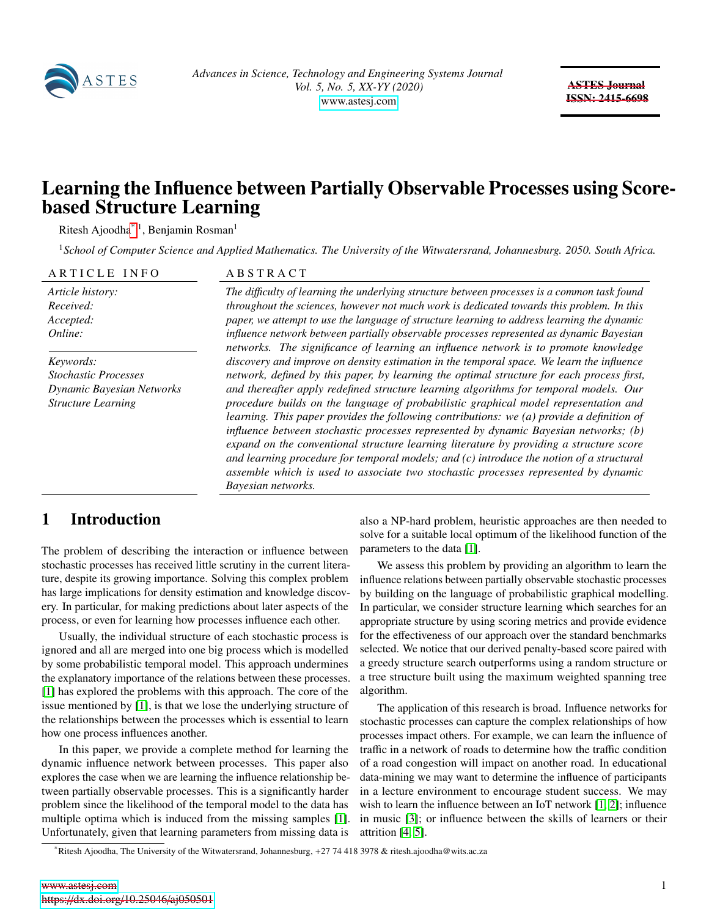# Learning the Influence between Partially Observable Processes using Score-based Structure Learning

Ritesh Ajoodha[*][1], Benjamin Rosman[1]

[1]*School of Computer Science and Applied Mathematics. The University of the Witwatersrand, Johannesburg. 2050. South Africa.*

**ARTICLE INFO**

*Article history:*
*Received:*
*Accepted:*
*Online:*

*Keywords:*
*Stochastic Processes*
*Dynamic Bayesian Networks*
*Structure Learning*

**ABSTRACT**

*The difficulty of learning the underlying structure between processes is a common task found throughout the sciences, however not much work is dedicated towards this problem. In this paper, we attempt to use the language of structure learning to address learning the dynamic influence network between partially observable processes represented as dynamic Bayesian networks. The significance of learning an influence network is to promote knowledge discovery and improve on density estimation in the temporal space. We learn the influence network, defined by this paper, by learning the optimal structure for each process first, and thereafter apply redefined structure learning algorithms for temporal models. Our procedure builds on the language of probabilistic graphical model representation and learning. This paper provides the following contributions: we (a) provide a definition of influence between stochastic processes represented by dynamic Bayesian networks; (b) expand on the conventional structure learning literature by providing a structure score and learning procedure for temporal models; and (c) introduce the notion of a structural assemble which is used to associate two stochastic processes represented by dynamic Bayesian networks.*

## 1 Introduction

The problem of describing the interaction or influence between stochastic processes has received little scrutiny in the current literature, despite its growing importance. Solving this complex problem has large implications for density estimation and knowledge discovery. In particular, for making predictions about later aspects of the process, or even for learning how processes influence each other.

Usually, the individual structure of each stochastic process is ignored and all are merged into one big process which is modelled by some probabilistic temporal model. This approach undermines the explanatory importance of the relations between these processes. [1] has explored the problems with this approach. The core of the issue mentioned by [1], is that we lose the underlying structure of the relationships between the processes which is essential to learn how one process influences another.

In this paper, we provide a complete method for learning the dynamic influence network between processes. This paper also explores the case when we are learning the influence relationship between partially observable processes. This is a significantly harder problem since the likelihood of the temporal model to the data has multiple optima which is induced from the missing samples [1]. Unfortunately, given that learning parameters from missing data is also a NP-hard problem, heuristic approaches are then needed to solve for a suitable local optimum of the likelihood function of the parameters to the data [1].

We assess this problem by providing an algorithm to learn the influence relations between partially observable stochastic processes by building on the language of probabilistic graphical modelling. In particular, we consider structure learning which searches for an appropriate structure by using scoring metrics and provide evidence for the effectiveness of our approach over the standard benchmarks selected. We notice that our derived penalty-based score paired with a greedy structure search outperforms using a random structure or a tree structure built using the maximum weighted spanning tree algorithm.

The application of this research is broad. Influence networks for stochastic processes can capture the complex relationships of how processes impact others. For example, we can learn the influence of traffic in a network of roads to determine how the traffic condition of a road congestion will impact on another road. In educational data-mining we may want to determine the influence of participants in a lecture environment to encourage student success. We may wish to learn the influence between an IoT network [1, 2]; influence in music [3]; or influence between the skills of learners or their attrition [4, 5].

[*]Ritesh Ajoodha, The University of the Witwatersrand, Johannesburg, +27 74 418 3978 & ritesh.ajoodha@wits.ac.za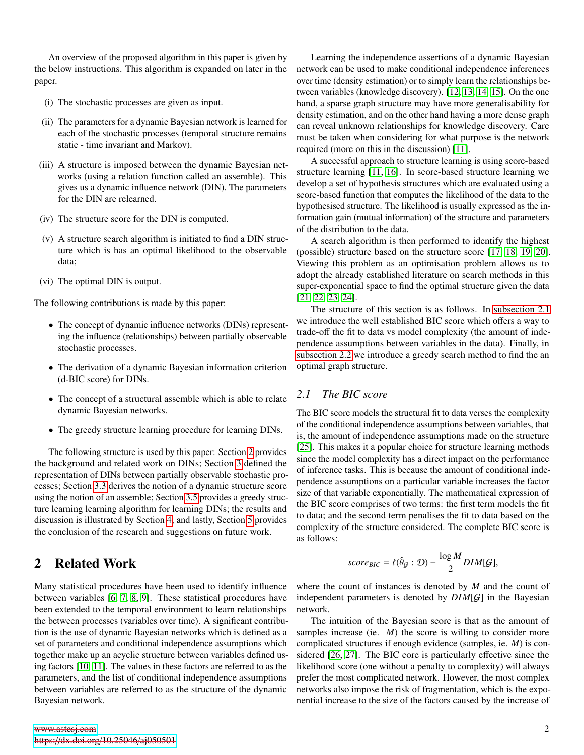An overview of the proposed algorithm in this paper is given by the below instructions. This algorithm is expanded on later in the paper.

(i) The stochastic processes are given as input.

(ii) The parameters for a dynamic Bayesian network is learned for each of the stochastic processes (temporal structure remains static - time invariant and Markov).

(iii) A structure is imposed between the dynamic Bayesian networks (using a relation function called an assemble). This gives us a dynamic influence network (DIN). The parameters for the DIN are relearned.

(iv) The structure score for the DIN is computed.

(v) A structure search algorithm is initiated to find a DIN structure which is has an optimal likelihood to the observable data;

(vi) The optimal DIN is output.

The following contributions is made by this paper:

- The concept of dynamic influence networks (DINs) representing the influence (relationships) between partially observable stochastic processes.
- The derivation of a dynamic Bayesian information criterion (d-BIC score) for DINs.
- The concept of a structural assemble which is able to relate dynamic Bayesian networks.
- The greedy structure learning procedure for learning DINs.

The following structure is used by this paper: Section 2 provides the background and related work on DINs; Section 3 defined the representation of DINs between partially observable stochastic processes; Section 3.3 derives the notion of a dynamic structure score using the notion of an assemble; Section 3.5 provides a greedy structure learning learning algorithm for learning DINs; the results and discussion is illustrated by Section 4, and lastly, Section 5 provides the conclusion of the research and suggestions on future work.

## 2 Related Work

Many statistical procedures have been used to identify influence between variables [6, 7, 8, 9]. These statistical procedures have been extended to the temporal environment to learn relationships the between processes (variables over time). A significant contribution is the use of dynamic Bayesian networks which is defined as a set of parameters and conditional independence assumptions which together make up an acyclic structure between variables defined using factors [10, 11]. The values in these factors are referred to as the parameters, and the list of conditional independence assumptions between variables are referred to as the structure of the dynamic Bayesian network.

Learning the independence assertions of a dynamic Bayesian network can be used to make conditional independence inferences over time (density estimation) or to simply learn the relationships between variables (knowledge discovery). [12, 13, 14, 15]. On the one hand, a sparse graph structure may have more generalisability for density estimation, and on the other hand having a more dense graph can reveal unknown relationships for knowledge discovery. Care must be taken when considering for what purpose is the network required (more on this in the discussion) [11].

A successful approach to structure learning is using score-based structure learning [11, 16]. In score-based structure learning we develop a set of hypothesis structures which are evaluated using a score-based function that computes the likelihood of the data to the hypothesised structure. The likelihood is usually expressed as the information gain (mutual information) of the structure and parameters of the distribution to the data.

A search algorithm is then performed to identify the highest (possible) structure based on the structure score [17, 18, 19, 20]. Viewing this problem as an optimisation problem allows us to adopt the already established literature on search methods in this super-exponential space to find the optimal structure given the data [21, 22, 23, 24].

The structure of this section is as follows. In subsection 2.1 we introduce the well established BIC score which offers a way to trade-off the fit to data vs model complexity (the amount of independence assumptions between variables in the data). Finally, in subsection 2.2 we introduce a greedy search method to find the an optimal graph structure.

### 2.1 The BIC score

The BIC score models the structural fit to data verses the complexity of the conditional independence assumptions between variables, that is, the amount of independence assumptions made on the structure [25]. This makes it a popular choice for structure learning methods since the model complexity has a direct impact on the performance of inference tasks. This is because the amount of conditional independence assumptions on a particular variable increases the factor size of that variable exponentially. The mathematical expression of the BIC score comprises of two terms: the first term models the fit to data; and the second term penalises the fit to data based on the complexity of the structure considered. The complete BIC score is as follows:

$$score_{BIC} = \ell(\hat{\theta}_{\mathcal{G}} : \mathcal{D}) - \frac{\log M}{2} DIM[\mathcal{G}],$$

where the count of instances is denoted by $M$ and the count of independent parameters is denoted by $DIM[\mathcal{G}]$ in the Bayesian network.

The intuition of the Bayesian score is that as the amount of samples increase (ie. $M$) the score is willing to consider more complicated structures if enough evidence (samples, ie. $M$) is considered [26, 27]. The BIC core is particularly effective since the likelihood score (one without a penalty to complexity) will always prefer the most complicated network. However, the most complex networks also impose the risk of fragmentation, which is the exponential increase to the size of the factors caused by the increase of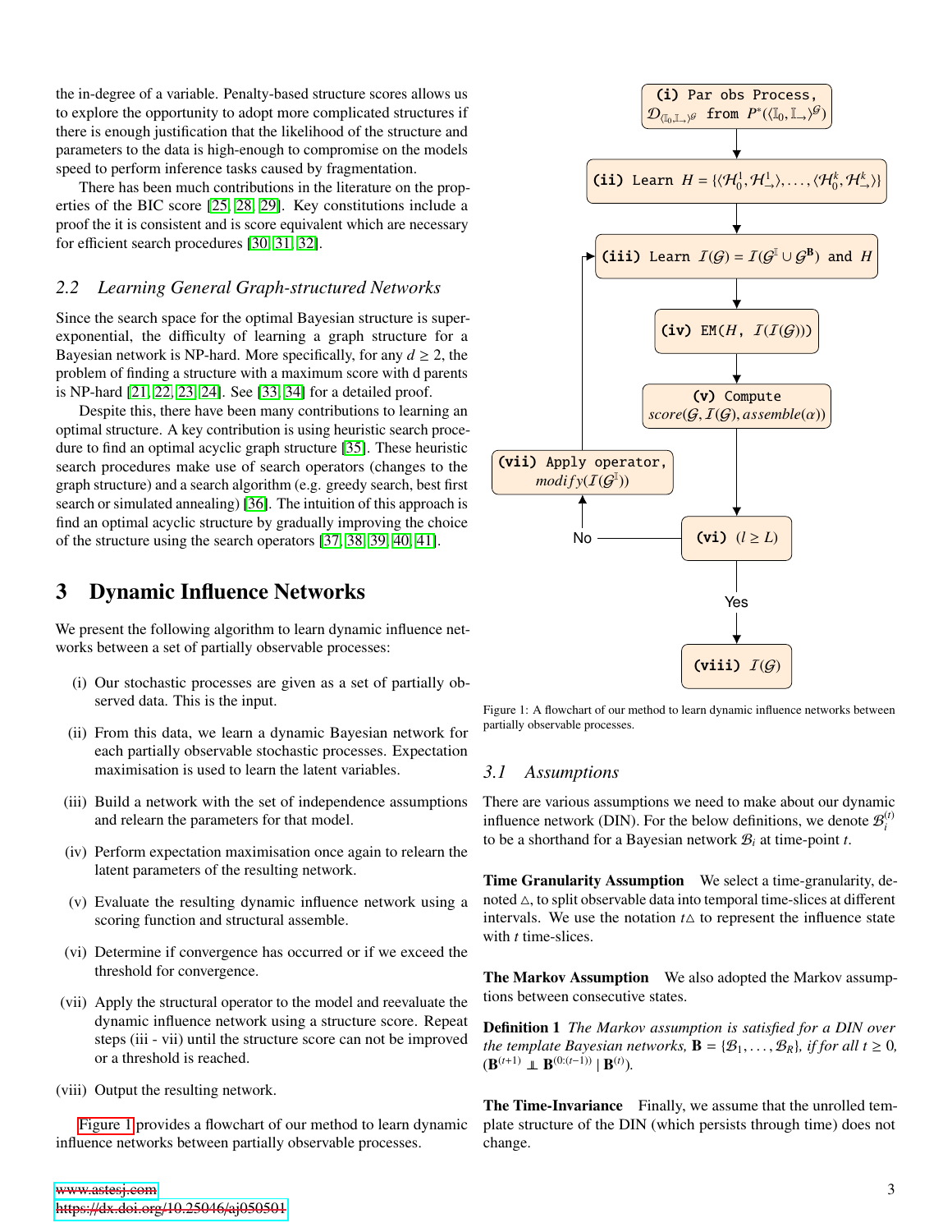the in-degree of a variable. Penalty-based structure scores allows us to explore the opportunity to adopt more complicated structures if there is enough justification that the likelihood of the structure and parameters to the data is high-enough to compromise on the models speed to perform inference tasks caused by fragmentation.

There has been much contributions in the literature on the properties of the BIC score [25, 28, 29]. Key constitutions include a proof the it is consistent and is score equivalent which are necessary for efficient search procedures [30, 31, 32].

### 2.2 Learning General Graph-structured Networks

Since the search space for the optimal Bayesian structure is super-exponential, the difficulty of learning a graph structure for a Bayesian network is NP-hard. More specifically, for any $d \geq 2$, the problem of finding a structure with a maximum score with d parents is NP-hard [21, 22, 23, 24]. See [33, 34] for a detailed proof.

Despite this, there have been many contributions to learning an optimal structure. A key contribution is using heuristic search procedure to find an optimal acyclic graph structure [35]. These heuristic search procedures make use of search operators (changes to the graph structure) and a search algorithm (e.g. greedy search, best first search or simulated annealing) [36]. The intuition of this approach is find an optimal acyclic structure by gradually improving the choice of the structure using the search operators [37, 38, 39, 40, 41].

## 3 Dynamic Influence Networks

We present the following algorithm to learn dynamic influence networks between a set of partially observable processes:

(i) Our stochastic processes are given as a set of partially observed data. This is the input.

(ii) From this data, we learn a dynamic Bayesian network for each partially observable stochastic processes. Expectation maximisation is used to learn the latent variables.

(iii) Build a network with the set of independence assumptions and relearn the parameters for that model.

(iv) Perform expectation maximisation once again to relearn the latent parameters of the resulting network.

(v) Evaluate the resulting dynamic influence network using a scoring function and structural assemble.

(vi) Determine if convergence has occurred or if we exceed the threshold for convergence.

(vii) Apply the structural operator to the model and reevaluate the dynamic influence network using a structure score. Repeat steps (iii - vii) until the structure score can not be improved or a threshold is reached.

(viii) Output the resulting network.

Figure 1 provides a flowchart of our method to learn dynamic influence networks between partially observable processes.

**(i)** Par obs Process, $\mathcal{D}_{\langle \mathbb{I}_0, \mathbb{I}_\rightarrow \rangle^{\mathcal{G}}}$ from $P^*(\langle \mathbb{I}_0, \mathbb{I}_\rightarrow \rangle^{\mathcal{G}})$

**(ii)** Learn $H = \{\langle \mathcal{H}_0^1, \mathcal{H}_\rightarrow^1 \rangle, \ldots, \langle \mathcal{H}_0^k, \mathcal{H}_\rightarrow^k \rangle\}$

**(iii)** Learn $\mathcal{I}(\mathcal{G}) = \mathcal{I}(\mathcal{G}^{\mathbb{I}} \cup \mathcal{G}^{\mathbf{B}})$ and $H$

**(iv)** EM($H$, $\mathcal{I}(\mathcal{I}(\mathcal{G}))$)

**(v)** Compute $score(\mathcal{G}, \mathcal{I}(\mathcal{G}), assemble(\alpha))$

**(vi)** $(l \geq L)$ — Yes → (viii); No → (vii)

**(vii)** Apply operator, $modify(\mathcal{I}(\mathcal{G}^{\mathbb{I}}))$ → (iii)

**(viii)** $\mathcal{I}(\mathcal{G})$

Figure 1: A flowchart of our method to learn dynamic influence networks between partially observable processes.

### 3.1 Assumptions

There are various assumptions we need to make about our dynamic influence network (DIN). For the below definitions, we denote $\mathcal{B}_i^{(t)}$ to be a shorthand for a Bayesian network $\mathcal{B}_i$ at time-point $t$.

**Time Granularity Assumption** We select a time-granularity, denoted $\triangle$, to split observable data into temporal time-slices at different intervals. We use the notation $t\triangle$ to represent the influence state with $t$ time-slices.

**The Markov Assumption** We also adopted the Markov assumptions between consecutive states.

**Definition 1** *The Markov assumption is satisfied for a DIN over the template Bayesian networks,* $\mathbf{B} = \{\mathcal{B}_1, \ldots, \mathcal{B}_R\}$*, if for all* $t \geq 0$, $(\mathbf{B}^{(t+1)} \perp\!\!\!\perp \mathbf{B}^{(0:(t-1))} \mid \mathbf{B}^{(t)})$.

**The Time-Invariance** Finally, we assume that the unrolled template structure of the DIN (which persists through time) does not change.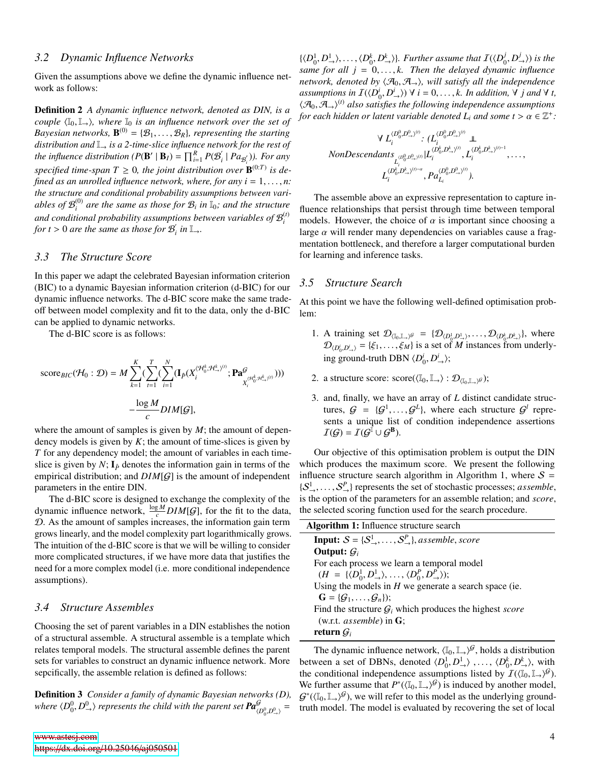### 3.2 Dynamic Influence Networks

Given the assumptions above we define the dynamic influence network as follows:

**Definition 2** *A dynamic influence network, denoted as DIN, is a couple $\langle \mathbb{I}_0, \mathbb{I}_\rightarrow \rangle$, where $\mathbb{I}_0$ is an influence network over the set of Bayesian networks, $\mathbf{B}^{(0)} = \{\mathcal{B}_1, \ldots, \mathcal{B}_R\}$, representing the starting distribution and $\mathbb{I}_\rightarrow$ is a 2-time-slice influence network for the rest of the influence distribution ($P(\mathbf{B}' \mid \mathbf{B}_I) = \prod_{i=1}^{R} P(\mathcal{B}_i^{'} \mid Pa_{\mathcal{B}_i^{'}})$). For any specified time-span $T \geq 0$, the joint distribution over $\mathbf{B}^{(0:T)}$ is defined as an unrolled influence network, where, for any $i = 1, \ldots, n$: the structure and conditional probability assumptions between variables of $\mathcal{B}_i^{(0)}$ are the same as those for $\mathcal{B}_i$ in $\mathbb{I}_0$; and the structure and conditional probability assumptions between variables of $\mathcal{B}_i^{(t)}$ for $t > 0$ are the same as those for $\mathcal{B}_i^{'}$ in $\mathbb{I}_\rightarrow$.*

### 3.3 The Structure Score

In this paper we adapt the celebrated Bayesian information criterion (BIC) to a dynamic Bayesian information criterion (d-BIC) for our dynamic influence networks. The d-BIC score make the same tradeoff between model complexity and fit to the data, only the d-BIC can be applied to dynamic networks.

The d-BIC score is as follows:

$$\text{score}_{BIC}(\mathcal{H}_0 : \mathcal{D}) = M \sum_{k=1}^{K} \Big( \sum_{t=1}^{T} \Big( \sum_{i=1}^{N} (\mathbf{I}_{\hat{P}}(X_i^{\langle \mathcal{H}_0^k, \mathcal{H}_\rightarrow^k \rangle^{(t)}}; \mathbf{Pa}^{\mathcal{G}}_{X_i^{\langle \mathcal{H}_0^k, \mathcal{H}_\rightarrow^k \rangle^{(t)}}}))\Big)\Big) - \frac{\log M}{c} DIM[\mathcal{G}],$$

where the amount of samples is given by $M$; the amount of dependency models is given by $K$; the amount of time-slices is given by $T$ for any dependency model; the amount of variables in each time-slice is given by $N$; $\mathbf{I}_{\hat{P}}$ denotes the information gain in terms of the empirical distribution; and $DIM[\mathcal{G}]$ is the amount of independent parameters in the entire DIN.

The d-BIC score is designed to exchange the complexity of the dynamic influence network, $\frac{\log M}{c} DIM[\mathcal{G}]$, for the fit to the data, $\mathcal{D}$. As the amount of samples increases, the information gain term grows linearly, and the model complexity part logarithmically grows. The intuition of the d-BIC score is that we will be willing to consider more complicated structures, if we have more data that justifies the need for a more complex model (i.e. more conditional independence assumptions).

### 3.4 Structure Assembles

Choosing the set of parent variables in a DIN establishes the notion of a structural assemble. A structural assemble is a template which relates temporal models. The structural assemble defines the parent sets for variables to construct an dynamic influence network. More sepcifically, the assemble relation is defined as follows:

**Definition 3** *Consider a family of dynamic Bayesian networks (D), where $\langle D_0^0, D_\rightarrow^0 \rangle$ represents the child with the parent set $\mathbf{Pa}^{\mathcal{G}}_{\langle D_0^0, D_\rightarrow^0 \rangle} = \{\langle D_0^1, D_\rightarrow^1 \rangle, \ldots, \langle D_0^k, D_\rightarrow^k \rangle\}$. Further assume that $\mathcal{I}(\langle D_0^j, D_\rightarrow^j \rangle)$ is the same for all $j = 0, \ldots, k$. Then the delayed dynamic influence network, denoted by $\langle \mathcal{A}_0, \mathcal{A}_\rightarrow \rangle$, will satisfy all the independence assumptions in $\mathcal{I}(\langle D_0^i, D_\rightarrow^i \rangle)\ \forall\ i = 0, \ldots, k$. In addition, $\forall\ j$ and $\forall\ t$, $\langle \mathcal{A}_0, \mathcal{A}_\rightarrow \rangle^{(t)}$ also satisfies the following independence assumptions for each hidden or latent variable denoted $L_i$ and some $t > \alpha \in \mathbb{Z}^+$:*

$$\forall\ L_i^{\langle D_0^0, D_\rightarrow^0 \rangle^{(t)}}: (L_i^{\langle D_0^0, D_\rightarrow^0 \rangle^{(t)}} \perp\!\!\!\perp NonDescendants_{L_i^{\langle D_0^0, D_\rightarrow^0 \rangle^{(t)}}} \mid L_i^{\langle D_0^k, D_\rightarrow^k \rangle^{(t)}}, L_i^{\langle D_0^k, D_\rightarrow^k \rangle^{(t)-1}}, \ldots, L_i^{\langle D_0^k, D_\rightarrow^k \rangle^{(t)-\alpha}}, Pa_{L_i}^{\langle D_0^0, D_\rightarrow^0 \rangle^{(t)}}).$$

The assemble above an expressive representation to capture influence relationships that persist through time between temporal models. However, the choice of $\alpha$ is important since choosing a large $\alpha$ will render many dependencies on variables cause a fragmentation bottleneck, and therefore a larger computational burden for learning and inference tasks.

### 3.5 Structure Search

At this point we have the following well-defined optimisation problem:

1. A training set $\mathcal{D}_{\langle \mathbb{I}_0, \mathbb{I}_\rightarrow \rangle^{\mathcal{G}}} = \{\mathcal{D}_{\langle D_0^1, D_\rightarrow^1 \rangle}, \ldots, \mathcal{D}_{\langle D_0^k, D_\rightarrow^k \rangle}\}$, where $\mathcal{D}_{\langle D_0^i, D_\rightarrow^i \rangle} = \{\xi_1, \ldots, \xi_M\}$ is a set of $M$ instances from underlying ground-truth DBN $\langle D_0^i, D_\rightarrow^i \rangle$;
2. a structure score: score$(\langle \mathbb{I}_0, \mathbb{I}_\rightarrow \rangle : \mathcal{D}_{\langle \mathbb{I}_0, \mathbb{I}_\rightarrow \rangle^{\mathcal{G}}})$;
3. and, finally, we have an array of $L$ distinct candidate structures, $\mathcal{G} = \{\mathcal{G}^1, \ldots, \mathcal{G}^L\}$, where each structure $\mathcal{G}^l$ represents a unique list of condition independence assertions $\mathcal{I}(\mathcal{G}) = \mathcal{I}(\mathcal{G}^{\mathbb{I}} \cup \mathcal{G}^{\mathbf{B}})$.

Our objective of this optimisation problem is output the DIN which produces the maximum score. We present the following influence structure search algorithm in Algorithm 1, where $\mathcal{S} = \{\mathcal{S}_\rightarrow^1, \ldots, \mathcal{S}_\rightarrow^P\}$ represents the set of stochastic processes; *assemble*, is the option of the parameters for an assemble relation; and *score*, the selected scoring function used for the search procedure.

**Algorithm 1:** Influence structure search

**Input:** $\mathcal{S} = \{\mathcal{S}_\rightarrow^1, \ldots, \mathcal{S}_\rightarrow^P\}$, *assemble*, *score*
**Output:** $\mathcal{G}_i$
For each process we learn a temporal model ($H = \{\langle D_0^1, D_\rightarrow^1 \rangle, \ldots, \langle D_0^P, D_\rightarrow^P \rangle\}$);
Using the models in $H$ we generate a search space (ie. $\mathbf{G} = \{\mathcal{G}_1, \ldots, \mathcal{G}_n\}$);
Find the structure $\mathcal{G}_i$ which produces the highest *score* (w.r.t. *assemble*) in $\mathbf{G}$;
**return** $\mathcal{G}_i$

The dynamic influence network, $\langle \mathbb{I}_0, \mathbb{I}_\rightarrow \rangle^{\mathcal{G}}$, holds a distribution between a set of DBNs, denoted $\langle D_0^1, D_\rightarrow^1 \rangle, \ldots, \langle D_0^k, D_\rightarrow^k \rangle$, with the conditional independence assumptions listed by $\mathcal{I}(\langle \mathbb{I}_0, \mathbb{I}_\rightarrow \rangle^{\mathcal{G}})$. We further assume that $P^*(\langle \mathbb{I}_0, \mathbb{I}_\rightarrow \rangle^{\mathcal{G}})$ is induced by another model, $\mathcal{G}^*(\langle \mathbb{I}_0, \mathbb{I}_\rightarrow \rangle^{\mathcal{G}})$, we will refer to this model as the underlying ground-truth model. The model is evaluated by recovering the set of local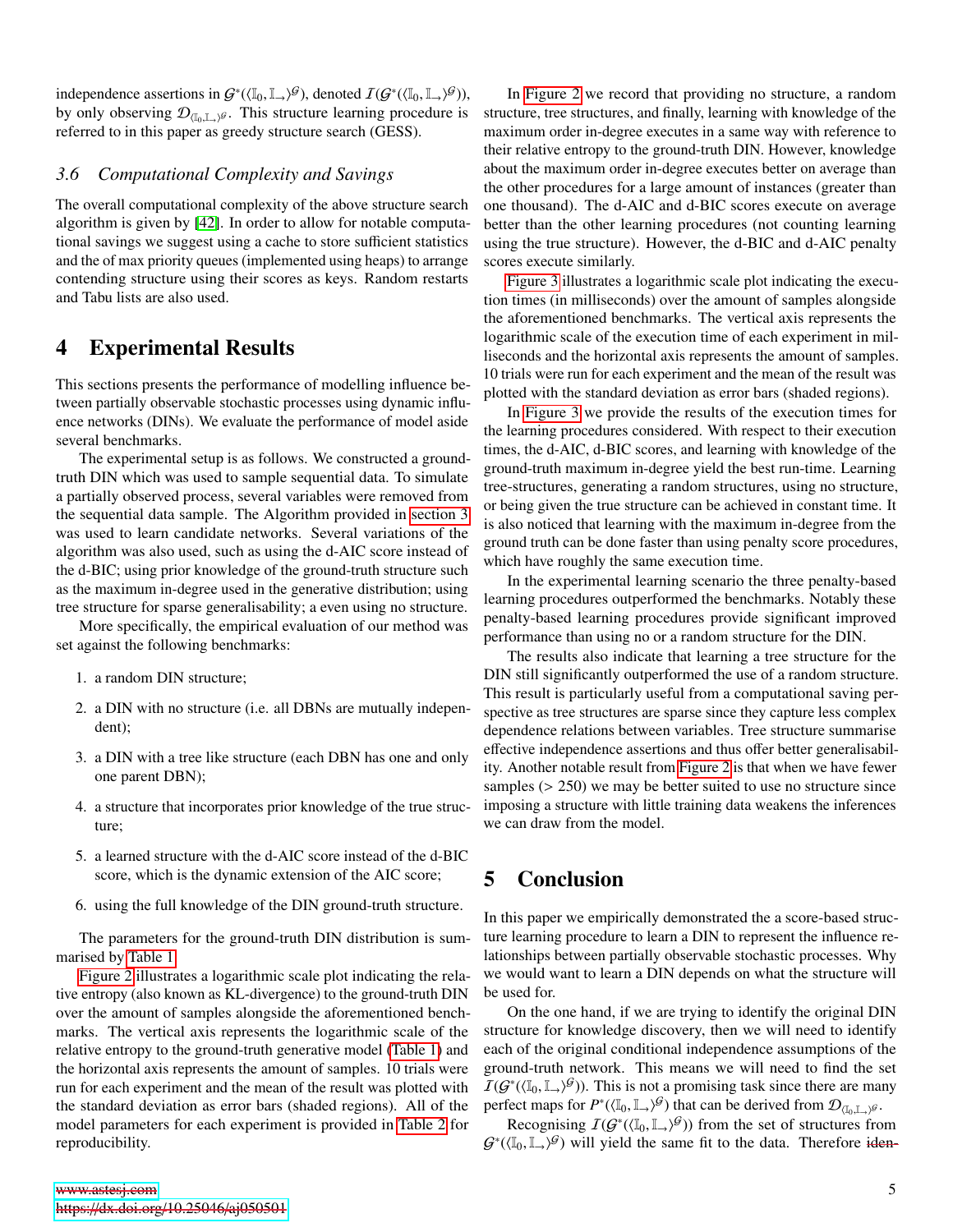independence assertions in $\mathcal{G}^*(\langle \mathbb{I}_0, \mathbb{I}_\rightarrow \rangle^{\mathcal{G}})$, denoted $\mathcal{I}(\mathcal{G}^*(\langle \mathbb{I}_0, \mathbb{I}_\rightarrow \rangle^{\mathcal{G}}))$, by only observing $\mathcal{D}_{\langle \mathbb{I}_0, \mathbb{I}_\rightarrow \rangle^{\mathcal{G}}}$. This structure learning procedure is referred to in this paper as greedy structure search (GESS).

### 3.6 Computational Complexity and Savings

The overall computational complexity of the above structure search algorithm is given by [42]. In order to allow for notable computational savings we suggest using a cache to store sufficient statistics and the of max priority queues (implemented using heaps) to arrange contending structure using their scores as keys. Random restarts and Tabu lists are also used.

## 4 Experimental Results

This sections presents the performance of modelling influence between partially observable stochastic processes using dynamic influence networks (DINs). We evaluate the performance of model aside several benchmarks.

The experimental setup is as follows. We constructed a ground-truth DIN which was used to sample sequential data. To simulate a partially observed process, several variables were removed from the sequential data sample. The Algorithm provided in section 3 was used to learn candidate networks. Several variations of the algorithm was also used, such as using the d-AIC score instead of the d-BIC; using prior knowledge of the ground-truth structure such as the maximum in-degree used in the generative distribution; using tree structure for sparse generalisability; a even using no structure.

More specifically, the empirical evaluation of our method was set against the following benchmarks:

1. a random DIN structure;
2. a DIN with no structure (i.e. all DBNs are mutually independent);
3. a DIN with a tree like structure (each DBN has one and only one parent DBN);
4. a structure that incorporates prior knowledge of the true structure;
5. a learned structure with the d-AIC score instead of the d-BIC score, which is the dynamic extension of the AIC score;
6. using the full knowledge of the DIN ground-truth structure.

The parameters for the ground-truth DIN distribution is summarised by Table 1.

Figure 2 illustrates a logarithmic scale plot indicating the relative entropy (also known as KL-divergence) to the ground-truth DIN over the amount of samples alongside the aforementioned benchmarks. The vertical axis represents the logarithmic scale of the relative entropy to the ground-truth generative model (Table 1) and the horizontal axis represents the amount of samples. 10 trials were run for each experiment and the mean of the result was plotted with the standard deviation as error bars (shaded regions). All of the model parameters for each experiment is provided in Table 2 for reproducibility.

In Figure 2 we record that providing no structure, a random structure, tree structures, and finally, learning with knowledge of the maximum order in-degree executes in a same way with reference to their relative entropy to the ground-truth DIN. However, knowledge about the maximum order in-degree executes better on average than the other procedures for a large amount of instances (greater than one thousand). The d-AIC and d-BIC scores execute on average better than the other learning procedures (not counting learning using the true structure). However, the d-BIC and d-AIC penalty scores execute similarly.

Figure 3 illustrates a logarithmic scale plot indicating the execution times (in milliseconds) over the amount of samples alongside the aforementioned benchmarks. The vertical axis represents the logarithmic scale of the execution time of each experiment in milliseconds and the horizontal axis represents the amount of samples. 10 trials were run for each experiment and the mean of the result was plotted with the standard deviation as error bars (shaded regions).

In Figure 3 we provide the results of the execution times for the learning procedures considered. With respect to their execution times, the d-AIC, d-BIC scores, and learning with knowledge of the ground-truth maximum in-degree yield the best run-time. Learning tree-structures, generating a random structures, using no structure, or being given the true structure can be achieved in constant time. It is also noticed that learning with the maximum in-degree from the ground truth can be done faster than using penalty score procedures, which have roughly the same execution time.

In the experimental learning scenario the three penalty-based learning procedures outperformed the benchmarks. Notably these penalty-based learning procedures provide significant improved performance than using no or a random structure for the DIN.

The results also indicate that learning a tree structure for the DIN still significantly outperformed the use of a random structure. This result is particularly useful from a computational saving perspective as tree structures are sparse since they capture less complex dependence relations between variables. Tree structure summarise effective independence assertions and thus offer better generalisability. Another notable result from Figure 2 is that when we have fewer samples (> 250) we may be better suited to use no structure since imposing a structure with little training data weakens the inferences we can draw from the model.

## 5 Conclusion

In this paper we empirically demonstrated the a score-based structure learning procedure to learn a DIN to represent the influence relationships between partially observable stochastic processes. Why we would want to learn a DIN depends on what the structure will be used for.

On the one hand, if we are trying to identify the original DIN structure for knowledge discovery, then we will need to identify each of the original conditional independence assumptions of the ground-truth network. This means we will need to find the set $\mathcal{I}(\mathcal{G}^*(\langle \mathbb{I}_0, \mathbb{I}_\rightarrow \rangle^{\mathcal{G}}))$. This is not a promising task since there are many perfect maps for $P^*(\langle \mathbb{I}_0, \mathbb{I}_\rightarrow \rangle^{\mathcal{G}})$ that can be derived from $\mathcal{D}_{\langle \mathbb{I}_0, \mathbb{I}_\rightarrow \rangle^{\mathcal{G}}}$.

Recognising $\mathcal{I}(\mathcal{G}^*(\langle \mathbb{I}_0, \mathbb{I}_\rightarrow \rangle^{\mathcal{G}}))$ from the set of structures from $\mathcal{G}^*(\langle \mathbb{I}_0, \mathbb{I}_\rightarrow \rangle^{\mathcal{G}})$ will yield the same fit to the data. Therefore iden-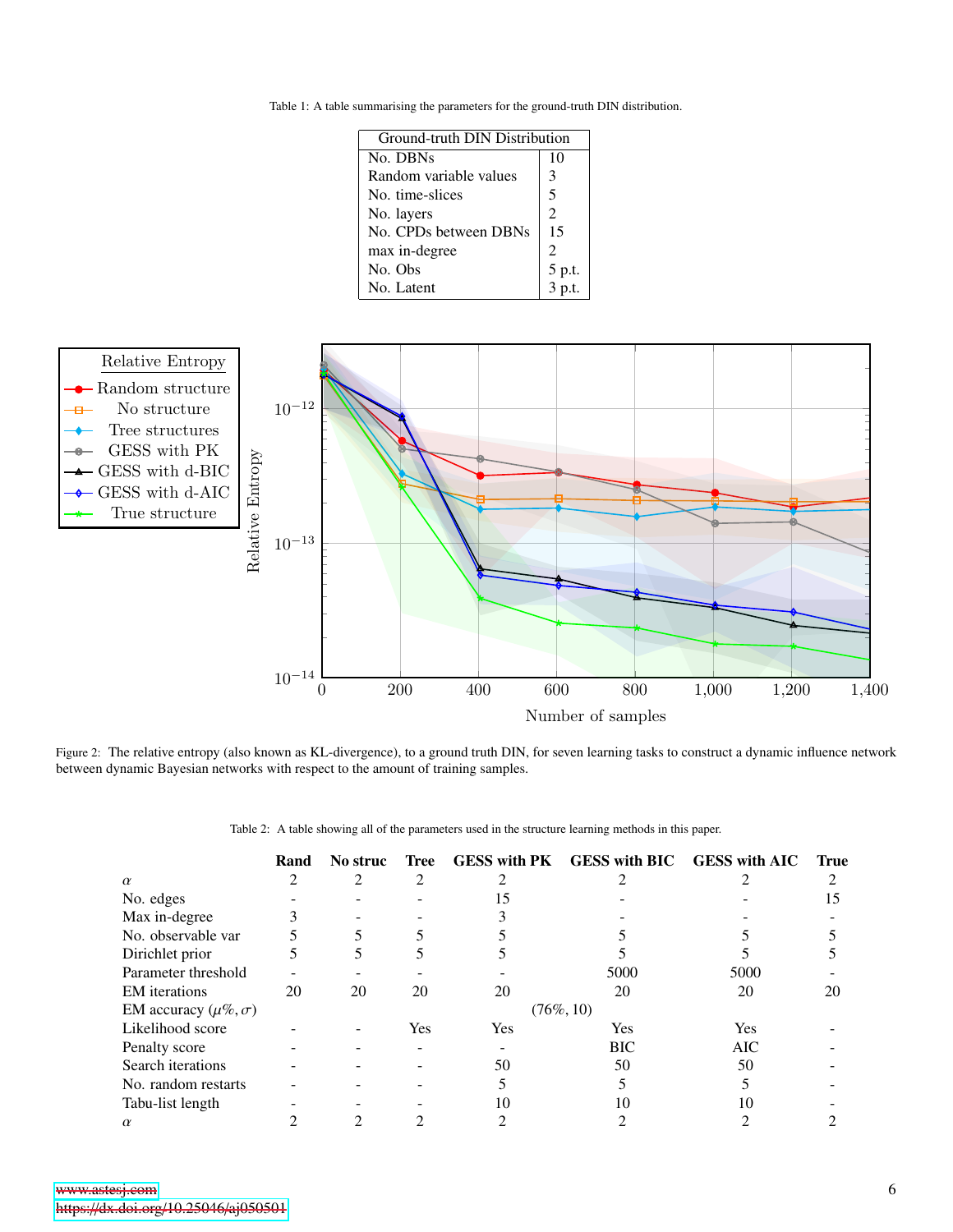Table 1: A table summarising the parameters for the ground-truth DIN distribution.

| Ground-truth DIN Distribution | |
|---|---|
| No. DBNs | 10 |
| Random variable values | 3 |
| No. time-slices | 5 |
| No. layers | 2 |
| No. CPDs between DBNs | 15 |
| max in-degree | 2 |
| No. Obs | 5 p.t. |
| No. Latent | 3 p.t. |

Figure 2: The relative entropy (also known as KL-divergence), to a ground truth DIN, for seven learning tasks to construct a dynamic influence network between dynamic Bayesian networks with respect to the amount of training samples.

Table 2: A table showing all of the parameters used in the structure learning methods in this paper.

| | **Rand** | **No struc** | **Tree** | **GESS with PK** | **GESS with BIC** | **GESS with AIC** | **True** |
|---|---|---|---|---|---|---|---|
| $\alpha$ | 2 | 2 | 2 | 2 | 2 | 2 | 2 |
| No. edges | - | - | - | 15 | - | - | 15 |
| Max in-degree | 3 | - | - | 3 | - | - | - |
| No. observable var | 5 | 5 | 5 | 5 | 5 | 5 | 5 |
| Dirichlet prior | 5 | 5 | 5 | 5 | 5 | 5 | 5 |
| Parameter threshold | - | - | - | - | 5000 | 5000 | - |
| EM iterations | 20 | 20 | 20 | 20 | 20 | 20 | 20 |
| EM accuracy ($\mu\%, \sigma$) | | | | | (76%, 10) | | |
| Likelihood score | - | - | Yes | Yes | Yes | Yes | - |
| Penalty score | - | - | - | - | BIC | AIC | - |
| Search iterations | - | - | - | 50 | 50 | 50 | - |
| No. random restarts | - | - | - | 5 | 5 | 5 | - |
| Tabu-list length | - | - | - | 10 | 10 | 10 | - |
| $\alpha$ | 2 | 2 | 2 | 2 | 2 | 2 | 2 |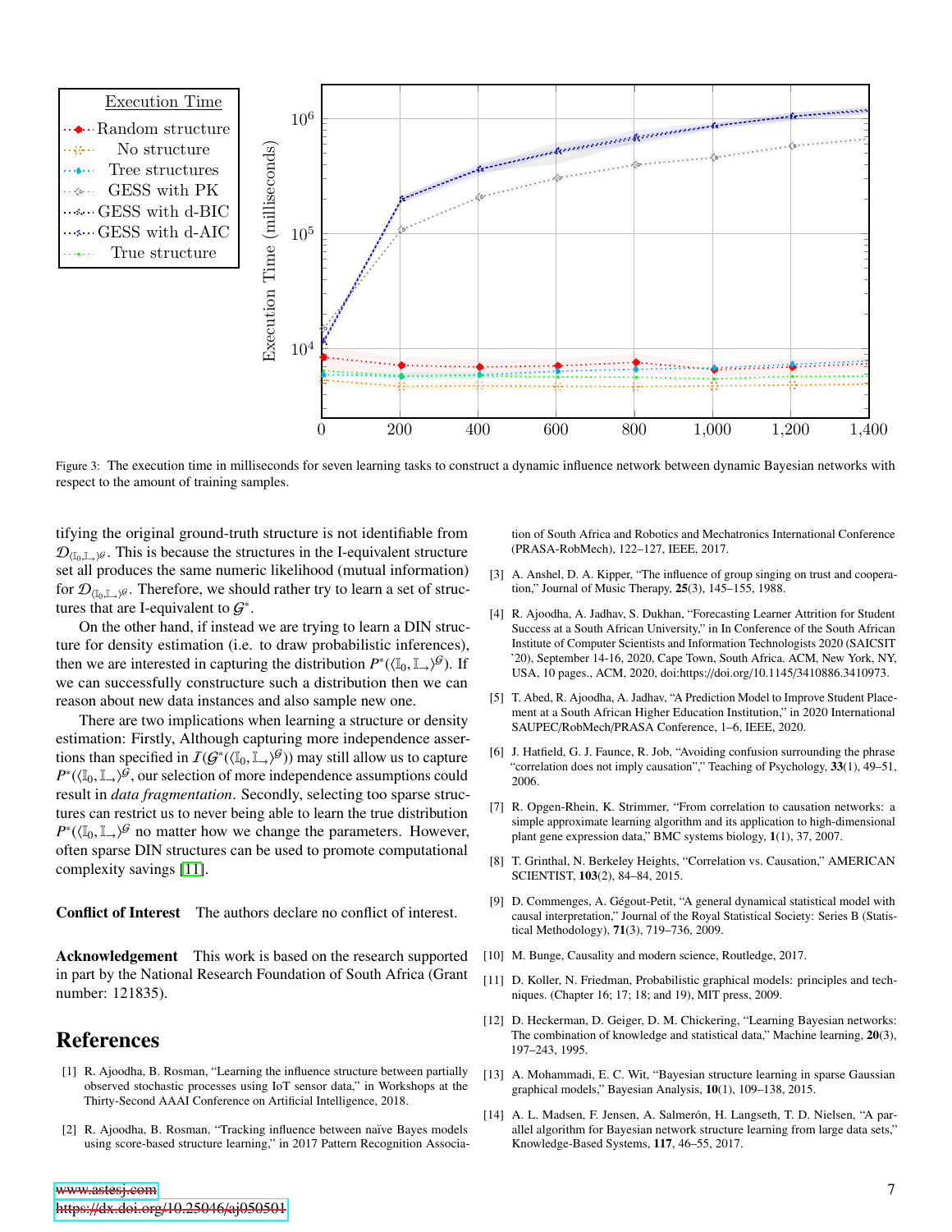Figure 3: The execution time in milliseconds for seven learning tasks to construct a dynamic influence network between dynamic Bayesian networks with respect to the amount of training samples.

tifying the original ground-truth structure is not identifiable from $\mathcal{D}_{\langle \mathbb{I}_0, \mathbb{I}_\rightarrow \rangle^{\mathcal{G}}}$. This is because the structures in the I-equivalent structure set all produces the same numeric likelihood (mutual information) for $\mathcal{D}_{\langle \mathbb{I}_0, \mathbb{I}_\rightarrow \rangle^{\mathcal{G}}}$. Therefore, we should rather try to learn a set of structures that are I-equivalent to $\mathcal{G}^*$.

On the other hand, if instead we are trying to learn a DIN structure for density estimation (i.e. to draw probabilistic inferences), then we are interested in capturing the distribution $P^*(\langle \mathbb{I}_0, \mathbb{I}_\rightarrow \rangle^{\mathcal{G}})$. If we can successfully constructure such a distribution then we can reason about new data instances and also sample new one.

There are two implications when learning a structure or density estimation: Firstly, Although capturing more independence assertions than specified in $\mathcal{I}(\mathcal{G}^*(\langle \mathbb{I}_0, \mathbb{I}_\rightarrow \rangle^{\mathcal{G}}))$ may still allow us to capture $P^*(\langle \mathbb{I}_0, \mathbb{I}_\rightarrow \rangle^{\mathcal{G}}$, our selection of more independence assumptions could result in *data fragmentation*. Secondly, selecting too sparse structures can restrict us to never being able to learn the true distribution $P^*(\langle \mathbb{I}_0, \mathbb{I}_\rightarrow \rangle^{\mathcal{G}}$ no matter how we change the parameters. However, often sparse DIN structures can be used to promote computational complexity savings [11].

**Conflict of Interest** The authors declare no conflict of interest.

**Acknowledgement** This work is based on the research supported in part by the National Research Foundation of South Africa (Grant number: 121835).

# References

[1] R. Ajoodha, B. Rosman, "Learning the influence structure between partially observed stochastic processes using IoT sensor data," in Workshops at the Thirty-Second AAAI Conference on Artificial Intelligence, 2018.

[2] R. Ajoodha, B. Rosman, "Tracking influence between naïve Bayes models using score-based structure learning," in 2017 Pattern Recognition Association of South Africa and Robotics and Mechatronics International Conference (PRASA-RobMech), 122–127, IEEE, 2017.

[3] A. Anshel, D. A. Kipper, "The influence of group singing on trust and cooperation," Journal of Music Therapy, **25**(3), 145–155, 1988.

[4] R. Ajoodha, A. Jadhav, S. Dukhan, "Forecasting Learner Attrition for Student Success at a South African University," in In Conference of the South African Institute of Computer Scientists and Information Technologists 2020 (SAICSIT '20), September 14-16, 2020, Cape Town, South Africa. ACM, New York, NY, USA, 10 pages., ACM, 2020, doi:https://doi.org/10.1145/3410886.3410973.

[5] T. Abed, R. Ajoodha, A. Jadhav, "A Prediction Model to Improve Student Placement at a South African Higher Education Institution," in 2020 International SAUPEC/RobMech/PRASA Conference, 1–6, IEEE, 2020.

[6] J. Hatfield, G. J. Faunce, R. Job, "Avoiding confusion surrounding the phrase "correlation does not imply causation"," Teaching of Psychology, **33**(1), 49–51, 2006.

[7] R. Opgen-Rhein, K. Strimmer, "From correlation to causation networks: a simple approximate learning algorithm and its application to high-dimensional plant gene expression data," BMC systems biology, **1**(1), 37, 2007.

[8] T. Grinthal, N. Berkeley Heights, "Correlation vs. Causation," AMERICAN SCIENTIST, **103**(2), 84–84, 2015.

[9] D. Commenges, A. Gégout-Petit, "A general dynamical statistical model with causal interpretation," Journal of the Royal Statistical Society: Series B (Statistical Methodology), **71**(3), 719–736, 2009.

[10] M. Bunge, Causality and modern science, Routledge, 2017.

[11] D. Koller, N. Friedman, Probabilistic graphical models: principles and techniques. (Chapter 16; 17; 18; and 19), MIT press, 2009.

[12] D. Heckerman, D. Geiger, D. M. Chickering, "Learning Bayesian networks: The combination of knowledge and statistical data," Machine learning, **20**(3), 197–243, 1995.

[13] A. Mohammadi, E. C. Wit, "Bayesian structure learning in sparse Gaussian graphical models," Bayesian Analysis, **10**(1), 109–138, 2015.

[14] A. L. Madsen, F. Jensen, A. Salmerón, H. Langseth, T. D. Nielsen, "A parallel algorithm for Bayesian network structure learning from large data sets," Knowledge-Based Systems, **117**, 46–55, 2017.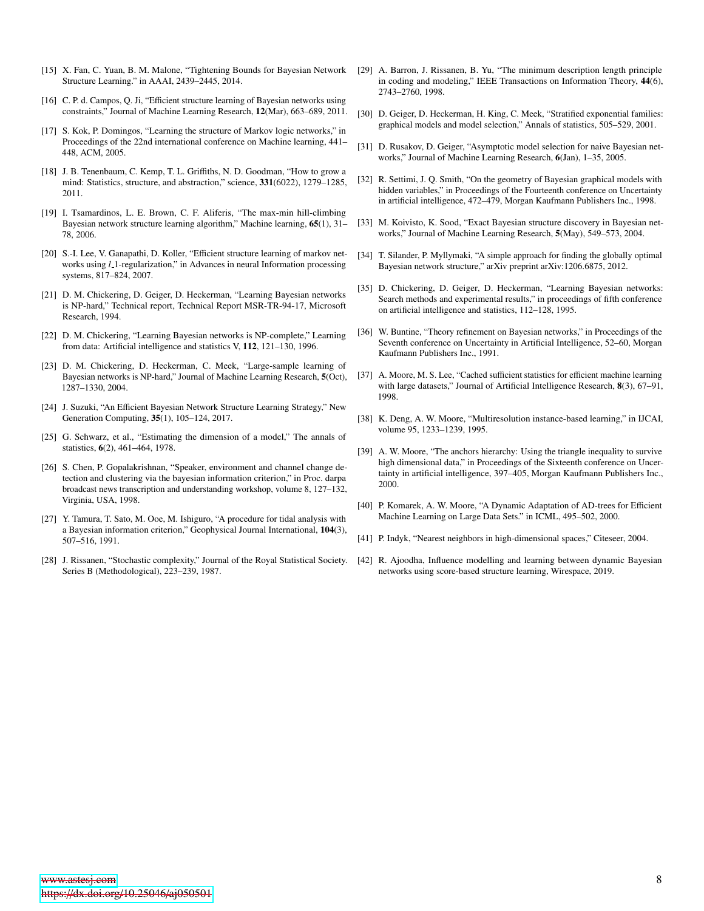[15] X. Fan, C. Yuan, B. M. Malone, "Tightening Bounds for Bayesian Network Structure Learning." in AAAI, 2439–2445, 2014.

[16] C. P. d. Campos, Q. Ji, "Efficient structure learning of Bayesian networks using constraints," Journal of Machine Learning Research, **12**(Mar), 663–689, 2011.

[17] S. Kok, P. Domingos, "Learning the structure of Markov logic networks," in Proceedings of the 22nd international conference on Machine learning, 441–448, ACM, 2005.

[18] J. B. Tenenbaum, C. Kemp, T. L. Griffiths, N. D. Goodman, "How to grow a mind: Statistics, structure, and abstraction," science, **331**(6022), 1279–1285, 2011.

[19] I. Tsamardinos, L. E. Brown, C. F. Aliferis, "The max-min hill-climbing Bayesian network structure learning algorithm," Machine learning, **65**(1), 31–78, 2006.

[20] S.-I. Lee, V. Ganapathi, D. Koller, "Efficient structure learning of markov networks using $l\_1$-regularization," in Advances in neural Information processing systems, 817–824, 2007.

[21] D. M. Chickering, D. Geiger, D. Heckerman, "Learning Bayesian networks is NP-hard," Technical report, Technical Report MSR-TR-94-17, Microsoft Research, 1994.

[22] D. M. Chickering, "Learning Bayesian networks is NP-complete," Learning from data: Artificial intelligence and statistics V, **112**, 121–130, 1996.

[23] D. M. Chickering, D. Heckerman, C. Meek, "Large-sample learning of Bayesian networks is NP-hard," Journal of Machine Learning Research, **5**(Oct), 1287–1330, 2004.

[24] J. Suzuki, "An Efficient Bayesian Network Structure Learning Strategy," New Generation Computing, **35**(1), 105–124, 2017.

[25] G. Schwarz, et al., "Estimating the dimension of a model," The annals of statistics, **6**(2), 461–464, 1978.

[26] S. Chen, P. Gopalakrishnan, "Speaker, environment and channel change detection and clustering via the bayesian information criterion," in Proc. darpa broadcast news transcription and understanding workshop, volume 8, 127–132, Virginia, USA, 1998.

[27] Y. Tamura, T. Sato, M. Ooe, M. Ishiguro, "A procedure for tidal analysis with a Bayesian information criterion," Geophysical Journal International, **104**(3), 507–516, 1991.

[28] J. Rissanen, "Stochastic complexity," Journal of the Royal Statistical Society. Series B (Methodological), 223–239, 1987.

[29] A. Barron, J. Rissanen, B. Yu, "The minimum description length principle in coding and modeling," IEEE Transactions on Information Theory, **44**(6), 2743–2760, 1998.

[30] D. Geiger, D. Heckerman, H. King, C. Meek, "Stratified exponential families: graphical models and model selection," Annals of statistics, 505–529, 2001.

[31] D. Rusakov, D. Geiger, "Asymptotic model selection for naive Bayesian networks," Journal of Machine Learning Research, **6**(Jan), 1–35, 2005.

[32] R. Settimi, J. Q. Smith, "On the geometry of Bayesian graphical models with hidden variables," in Proceedings of the Fourteenth conference on Uncertainty in artificial intelligence, 472–479, Morgan Kaufmann Publishers Inc., 1998.

[33] M. Koivisto, K. Sood, "Exact Bayesian structure discovery in Bayesian networks," Journal of Machine Learning Research, **5**(May), 549–573, 2004.

[34] T. Silander, P. Myllymaki, "A simple approach for finding the globally optimal Bayesian network structure," arXiv preprint arXiv:1206.6875, 2012.

[35] D. Chickering, D. Geiger, D. Heckerman, "Learning Bayesian networks: Search methods and experimental results," in proceedings of fifth conference on artificial intelligence and statistics, 112–128, 1995.

[36] W. Buntine, "Theory refinement on Bayesian networks," in Proceedings of the Seventh conference on Uncertainty in Artificial Intelligence, 52–60, Morgan Kaufmann Publishers Inc., 1991.

[37] A. Moore, M. S. Lee, "Cached sufficient statistics for efficient machine learning with large datasets," Journal of Artificial Intelligence Research, **8**(3), 67–91, 1998.

[38] K. Deng, A. W. Moore, "Multiresolution instance-based learning," in IJCAI, volume 95, 1233–1239, 1995.

[39] A. W. Moore, "The anchors hierarchy: Using the triangle inequality to survive high dimensional data," in Proceedings of the Sixteenth conference on Uncertainty in artificial intelligence, 397–405, Morgan Kaufmann Publishers Inc., 2000.

[40] P. Komarek, A. W. Moore, "A Dynamic Adaptation of AD-trees for Efficient Machine Learning on Large Data Sets." in ICML, 495–502, 2000.

[41] P. Indyk, "Nearest neighbors in high-dimensional spaces," Citeseer, 2004.

[42] R. Ajoodha, Influence modelling and learning between dynamic Bayesian networks using score-based structure learning, Wirespace, 2019.